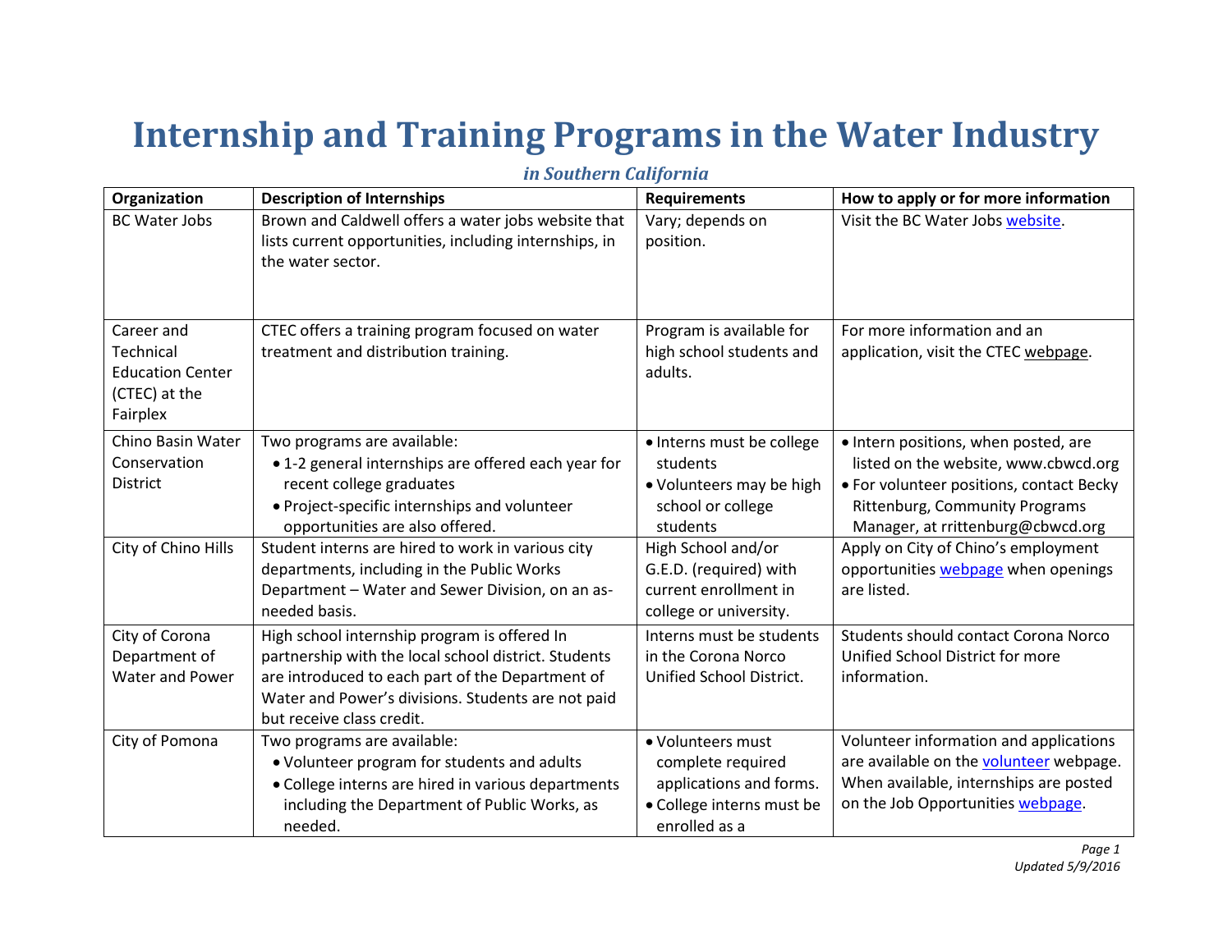# Internship and Training Programs in the Water Industry

*in Southern California*

| Organization | Description of Internships | Requirements | How to apply or for more information |
|---|---|---|---|
| BC Water Jobs | Brown and Caldwell offers a water jobs website that lists current opportunities, including internships, in the water sector. | Vary; depends on position. | Visit the BC Water Jobs website. |
| Career and Technical Education Center (CTEC) at the Fairplex | CTEC offers a training program focused on water treatment and distribution training. | Program is available for high school students and adults. | For more information and an application, visit the CTEC webpage. |
| Chino Basin Water Conservation District | Two programs are available:<br>• 1-2 general internships are offered each year for recent college graduates<br>• Project-specific internships and volunteer opportunities are also offered. | • Interns must be college students<br>• Volunteers may be high school or college students | • Intern positions, when posted, are listed on the website, www.cbwcd.org<br>• For volunteer positions, contact Becky Rittenburg, Community Programs Manager, at rrittenburg@cbwcd.org |
| City of Chino Hills | Student interns are hired to work in various city departments, including in the Public Works Department – Water and Sewer Division, on an as-needed basis. | High School and/or G.E.D. (required) with current enrollment in college or university. | Apply on City of Chino's employment opportunities webpage when openings are listed. |
| City of Corona Department of Water and Power | High school internship program is offered In partnership with the local school district. Students are introduced to each part of the Department of Water and Power's divisions. Students are not paid but receive class credit. | Interns must be students in the Corona Norco Unified School District. | Students should contact Corona Norco Unified School District for more information. |
| City of Pomona | Two programs are available:<br>• Volunteer program for students and adults<br>• College interns are hired in various departments including the Department of Public Works, as needed. | • Volunteers must complete required applications and forms.<br>• College interns must be enrolled as a | Volunteer information and applications are available on the volunteer webpage. When available, internships are posted on the Job Opportunities webpage. |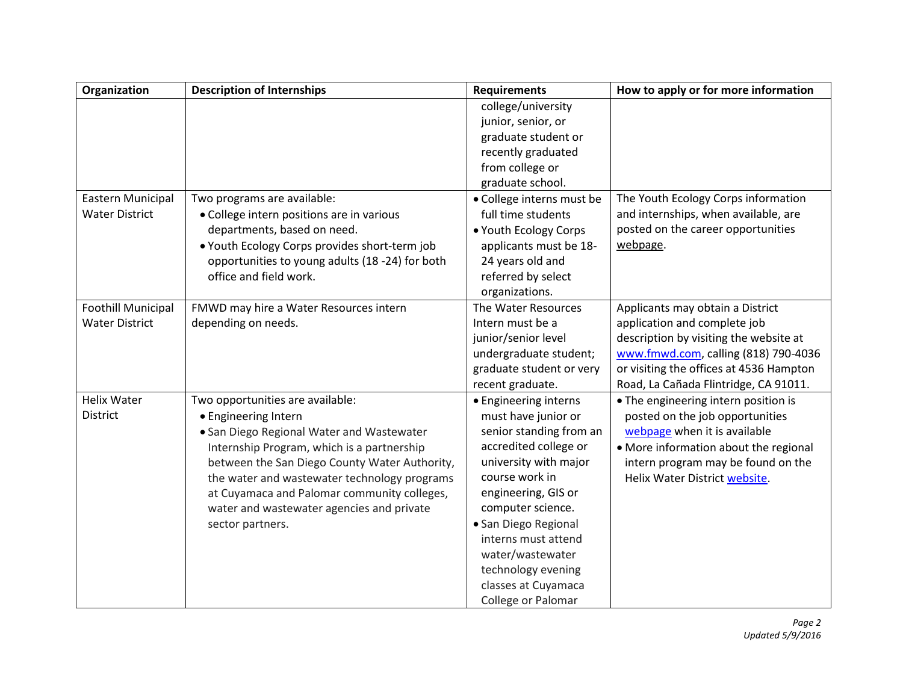| Organization | Description of Internships | Requirements | How to apply or for more information |
|---|---|---|---|
| | | college/university junior, senior, or graduate student or recently graduated from college or graduate school. | |
| Eastern Municipal Water District | Two programs are available:<br>• College intern positions are in various departments, based on need.<br>• Youth Ecology Corps provides short-term job opportunities to young adults (18 -24) for both office and field work. | • College interns must be full time students<br>• Youth Ecology Corps applicants must be 18-24 years old and referred by select organizations. | The Youth Ecology Corps information and internships, when available, are posted on the career opportunities webpage. |
| Foothill Municipal Water District | FMWD may hire a Water Resources intern depending on needs. | The Water Resources Intern must be a junior/senior level undergraduate student; graduate student or very recent graduate. | Applicants may obtain a District application and complete job description by visiting the website at www.fmwd.com, calling (818) 790-4036 or visiting the offices at 4536 Hampton Road, La Cañada Flintridge, CA 91011. |
| Helix Water District | Two opportunities are available:<br>• Engineering Intern<br>• San Diego Regional Water and Wastewater Internship Program, which is a partnership between the San Diego County Water Authority, the water and wastewater technology programs at Cuyamaca and Palomar community colleges, water and wastewater agencies and private sector partners. | • Engineering interns must have junior or senior standing from an accredited college or university with major course work in engineering, GIS or computer science.<br>• San Diego Regional interns must attend water/wastewater technology evening classes at Cuyamaca College or Palomar | • The engineering intern position is posted on the job opportunities webpage when it is available<br>• More information about the regional intern program may be found on the Helix Water District website. |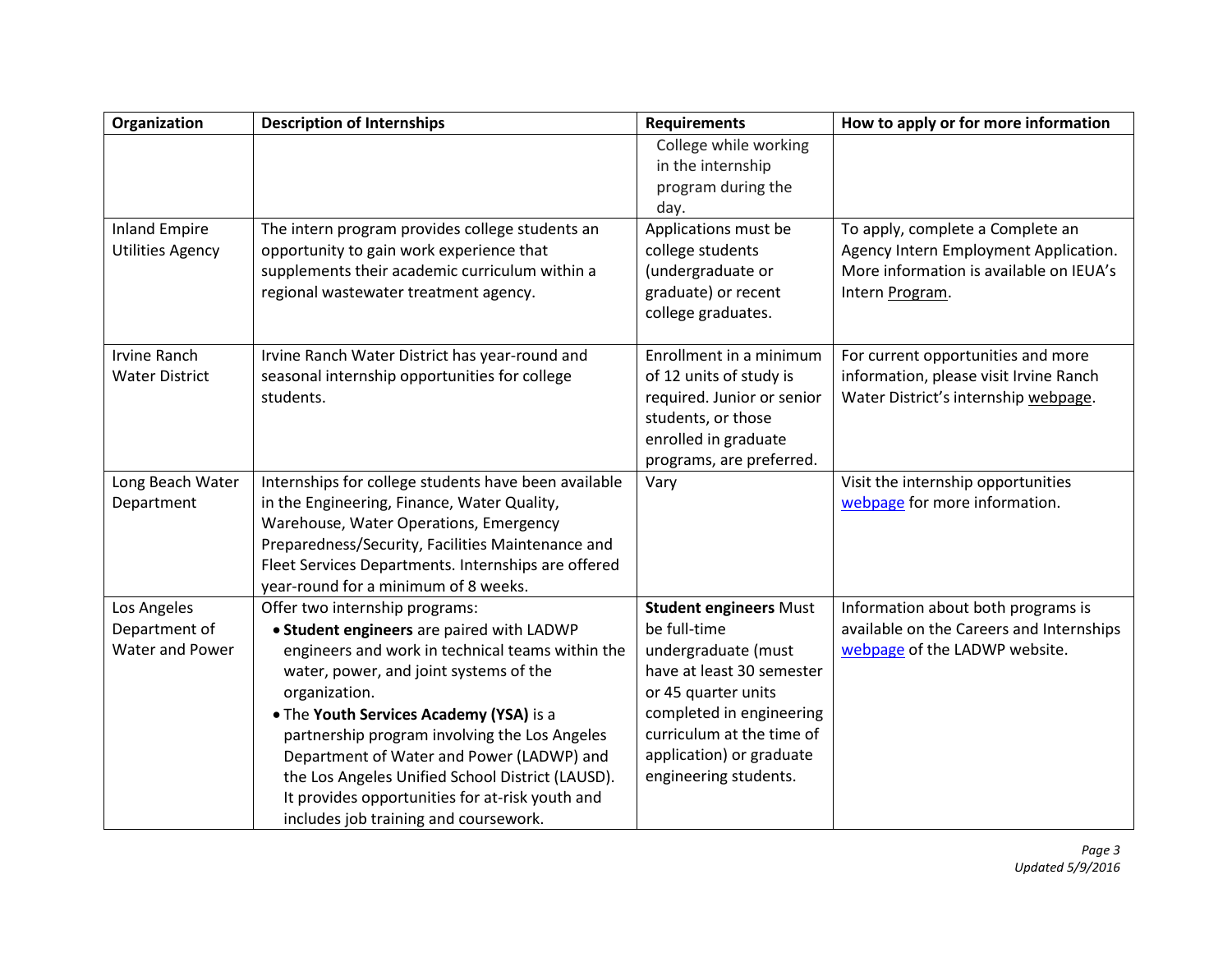| Organization | Description of Internships | Requirements | How to apply or for more information |
|---|---|---|---|
| | | College while working in the internship program during the day. | |
| Inland Empire Utilities Agency | The intern program provides college students an opportunity to gain work experience that supplements their academic curriculum within a regional wastewater treatment agency. | Applications must be college students (undergraduate or graduate) or recent college graduates. | To apply, complete a Complete an Agency Intern Employment Application. More information is available on IEUA's Intern Program. |
| Irvine Ranch Water District | Irvine Ranch Water District has year-round and seasonal internship opportunities for college students. | Enrollment in a minimum of 12 units of study is required. Junior or senior students, or those enrolled in graduate programs, are preferred. | For current opportunities and more information, please visit Irvine Ranch Water District's internship webpage. |
| Long Beach Water Department | Internships for college students have been available in the Engineering, Finance, Water Quality, Warehouse, Water Operations, Emergency Preparedness/Security, Facilities Maintenance and Fleet Services Departments. Internships are offered year-round for a minimum of 8 weeks. | Vary | Visit the internship opportunities webpage for more information. |
| Los Angeles Department of Water and Power | Offer two internship programs:<br>• **Student engineers** are paired with LADWP engineers and work in technical teams within the water, power, and joint systems of the organization.<br>• The **Youth Services Academy (YSA)** is a partnership program involving the Los Angeles Department of Water and Power (LADWP) and the Los Angeles Unified School District (LAUSD). It provides opportunities for at-risk youth and includes job training and coursework. | **Student engineers** Must be full-time undergraduate (must have at least 30 semester or 45 quarter units completed in engineering curriculum at the time of application) or graduate engineering students. | Information about both programs is available on the Careers and Internships webpage of the LADWP website. |

*Updated 5/9/2016*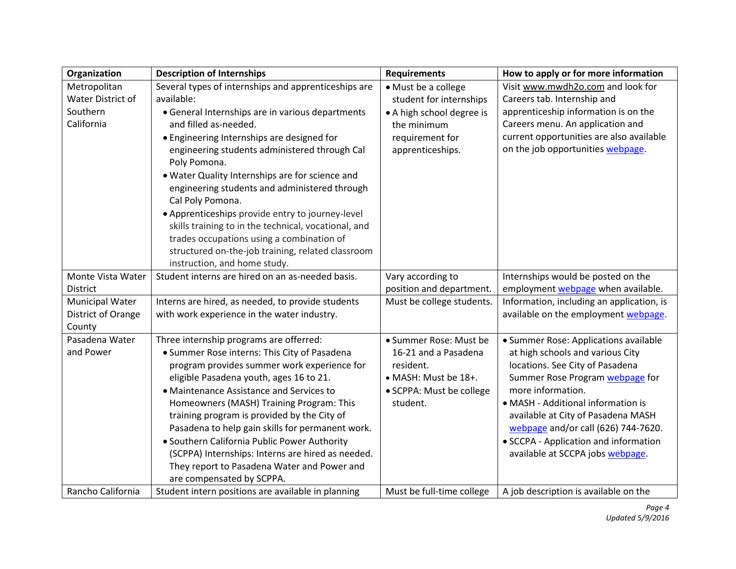| Organization | Description of Internships | Requirements | How to apply or for more information |
|---|---|---|---|
| Metropolitan Water District of Southern California | Several types of internships and apprenticeships are available: <br>• General Internships are in various departments and filled as-needed. <br>• Engineering Internships are designed for engineering students administered through Cal Poly Pomona. <br>• Water Quality Internships are for science and engineering students and administered through Cal Poly Pomona. <br>• Apprenticeships provide entry to journey-level skills training to in the technical, vocational, and trades occupations using a combination of structured on-the-job training, related classroom instruction, and home study. | • Must be a college student for internships <br>• A high school degree is the minimum requirement for apprenticeships. | Visit www.mwdh2o.com and look for Careers tab. Internship and apprenticeship information is on the Careers menu. An application and current opportunities are also available on the job opportunities webpage. |
| Monte Vista Water District | Student interns are hired on an as-needed basis. | Vary according to position and department. | Internships would be posted on the employment webpage when available. |
| Municipal Water District of Orange County | Interns are hired, as needed, to provide students with work experience in the water industry. | Must be college students. | Information, including an application, is available on the employment webpage. |
| Pasadena Water and Power | Three internship programs are offerred: <br>• Summer Rose interns: This City of Pasadena program provides summer work experience for eligible Pasadena youth, ages 16 to 21. <br>• Maintenance Assistance and Services to Homeowners (MASH) Training Program: This training program is provided by the City of Pasadena to help gain skills for permanent work. <br>• Southern California Public Power Authority (SCPPA) Internships: Interns are hired as needed. They report to Pasadena Water and Power and are compensated by SCPPA. | • Summer Rose: Must be 16-21 and a Pasadena resident. <br>• MASH: Must be 18+. <br>• SCPPA: Must be college student. | • Summer Rose: Applications available at high schools and various City locations. See City of Pasadena Summer Rose Program webpage for more information. <br>• MASH - Additional information is available at City of Pasadena MASH webpage and/or call (626) 744-7620. <br>• SCCPA - Application and information available at SCCPA jobs webpage. |
| Rancho California | Student intern positions are available in planning | Must be full-time college | A job description is available on the |

*Updated 5/9/2016*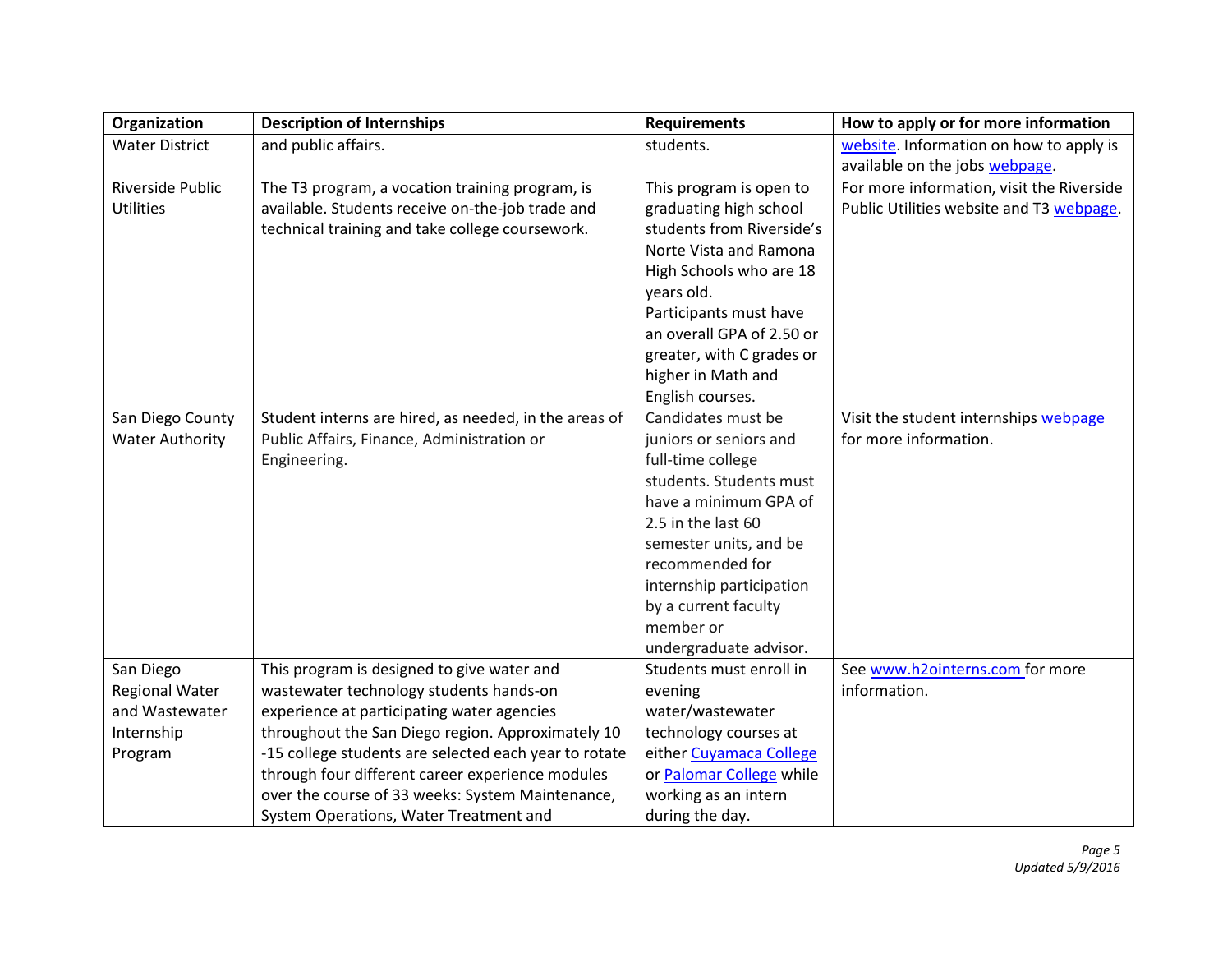| Organization | Description of Internships | Requirements | How to apply or for more information |
|---|---|---|---|
| Water District | and public affairs. | students. | website. Information on how to apply is available on the jobs webpage. |
| Riverside Public Utilities | The T3 program, a vocation training program, is available. Students receive on-the-job trade and technical training and take college coursework. | This program is open to graduating high school students from Riverside's Norte Vista and Ramona High Schools who are 18 years old. Participants must have an overall GPA of 2.50 or greater, with C grades or higher in Math and English courses. | For more information, visit the Riverside Public Utilities website and T3 webpage. |
| San Diego County Water Authority | Student interns are hired, as needed, in the areas of Public Affairs, Finance, Administration or Engineering. | Candidates must be juniors or seniors and full-time college students. Students must have a minimum GPA of 2.5 in the last 60 semester units, and be recommended for internship participation by a current faculty member or undergraduate advisor. | Visit the student internships webpage for more information. |
| San Diego Regional Water and Wastewater Internship Program | This program is designed to give water and wastewater technology students hands-on experience at participating water agencies throughout the San Diego region. Approximately 10 -15 college students are selected each year to rotate through four different career experience modules over the course of 33 weeks: System Maintenance, System Operations, Water Treatment and | Students must enroll in evening water/wastewater technology courses at either Cuyamaca College or Palomar College while working as an intern during the day. | See www.h2ointerns.com for more information. |

*Updated 5/9/2016*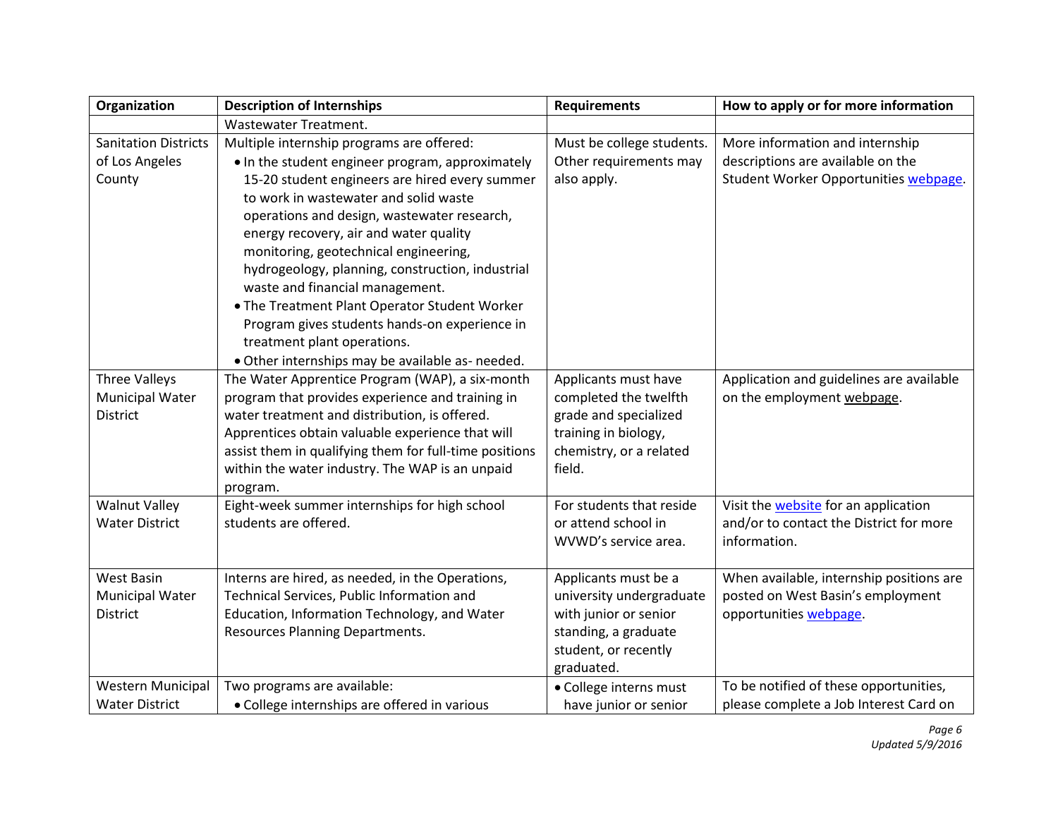| Organization | Description of Internships | Requirements | How to apply or for more information |
|---|---|---|---|
| | Wastewater Treatment. | | |
| Sanitation Districts of Los Angeles County | Multiple internship programs are offered: <br>• In the student engineer program, approximately 15-20 student engineers are hired every summer to work in wastewater and solid waste operations and design, wastewater research, energy recovery, air and water quality monitoring, geotechnical engineering, hydrogeology, planning, construction, industrial waste and financial management. <br>• The Treatment Plant Operator Student Worker Program gives students hands-on experience in treatment plant operations. <br>• Other internships may be available as- needed. | Must be college students. Other requirements may also apply. | More information and internship descriptions are available on the Student Worker Opportunities webpage. |
| Three Valleys Municipal Water District | The Water Apprentice Program (WAP), a six-month program that provides experience and training in water treatment and distribution, is offered. Apprentices obtain valuable experience that will assist them in qualifying them for full-time positions within the water industry. The WAP is an unpaid program. | Applicants must have completed the twelfth grade and specialized training in biology, chemistry, or a related field. | Application and guidelines are available on the employment webpage. |
| Walnut Valley Water District | Eight-week summer internships for high school students are offered. | For students that reside or attend school in WVWD's service area. | Visit the website for an application and/or to contact the District for more information. |
| West Basin Municipal Water District | Interns are hired, as needed, in the Operations, Technical Services, Public Information and Education, Information Technology, and Water Resources Planning Departments. | Applicants must be a university undergraduate with junior or senior standing, a graduate student, or recently graduated. | When available, internship positions are posted on West Basin's employment opportunities webpage. |
| Western Municipal Water District | Two programs are available: <br>• College internships are offered in various | • College interns must have junior or senior | To be notified of these opportunities, please complete a Job Interest Card on |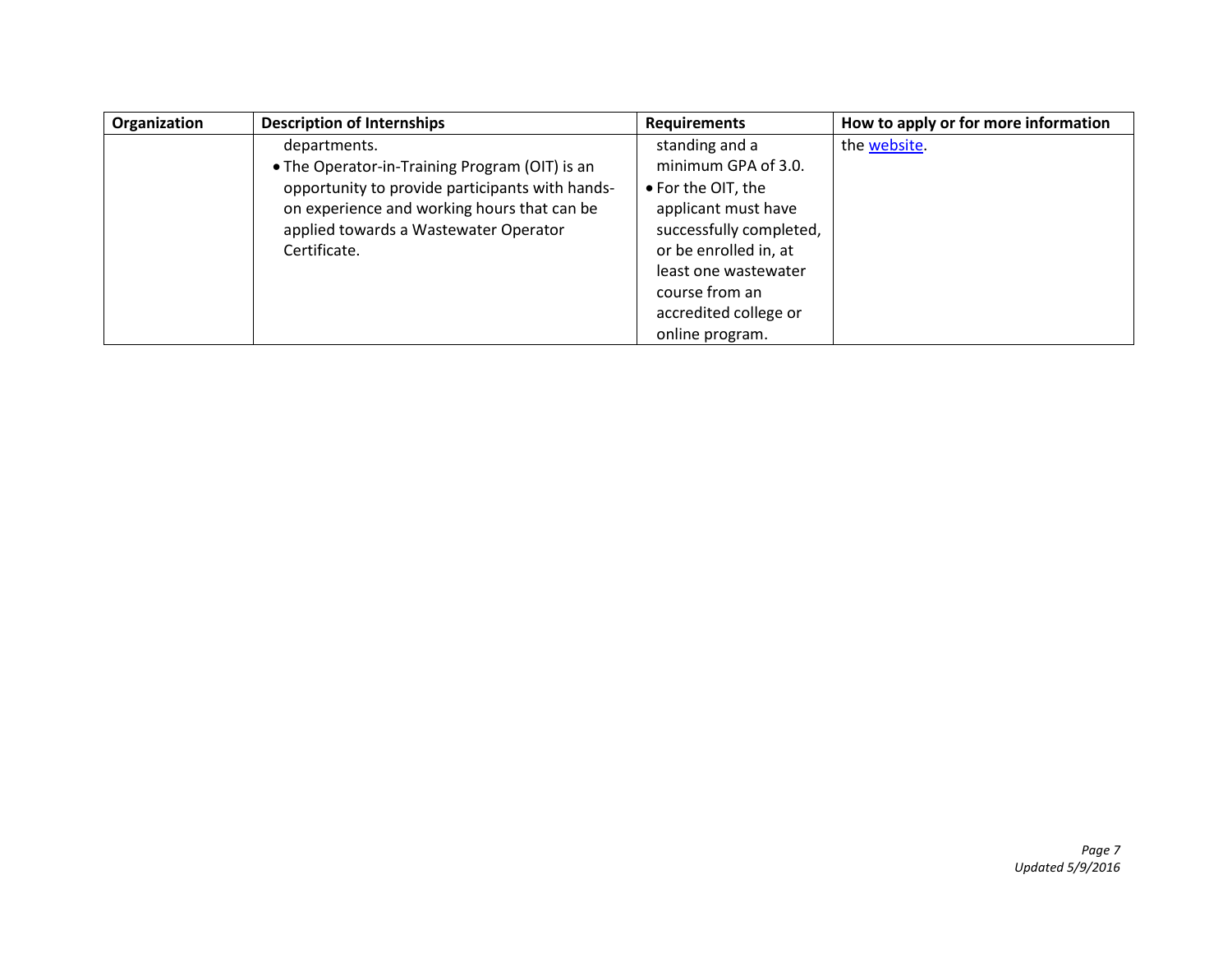| Organization | Description of Internships | Requirements | How to apply or for more information |
| --- | --- | --- | --- |
| | departments.<br>• The Operator-in-Training Program (OIT) is an opportunity to provide participants with hands-on experience and working hours that can be applied towards a Wastewater Operator Certificate. | standing and a minimum GPA of 3.0.<br>• For the OIT, the applicant must have successfully completed, or be enrolled in, at least one wastewater course from an accredited college or online program. | the website. |

*Updated 5/9/2016*